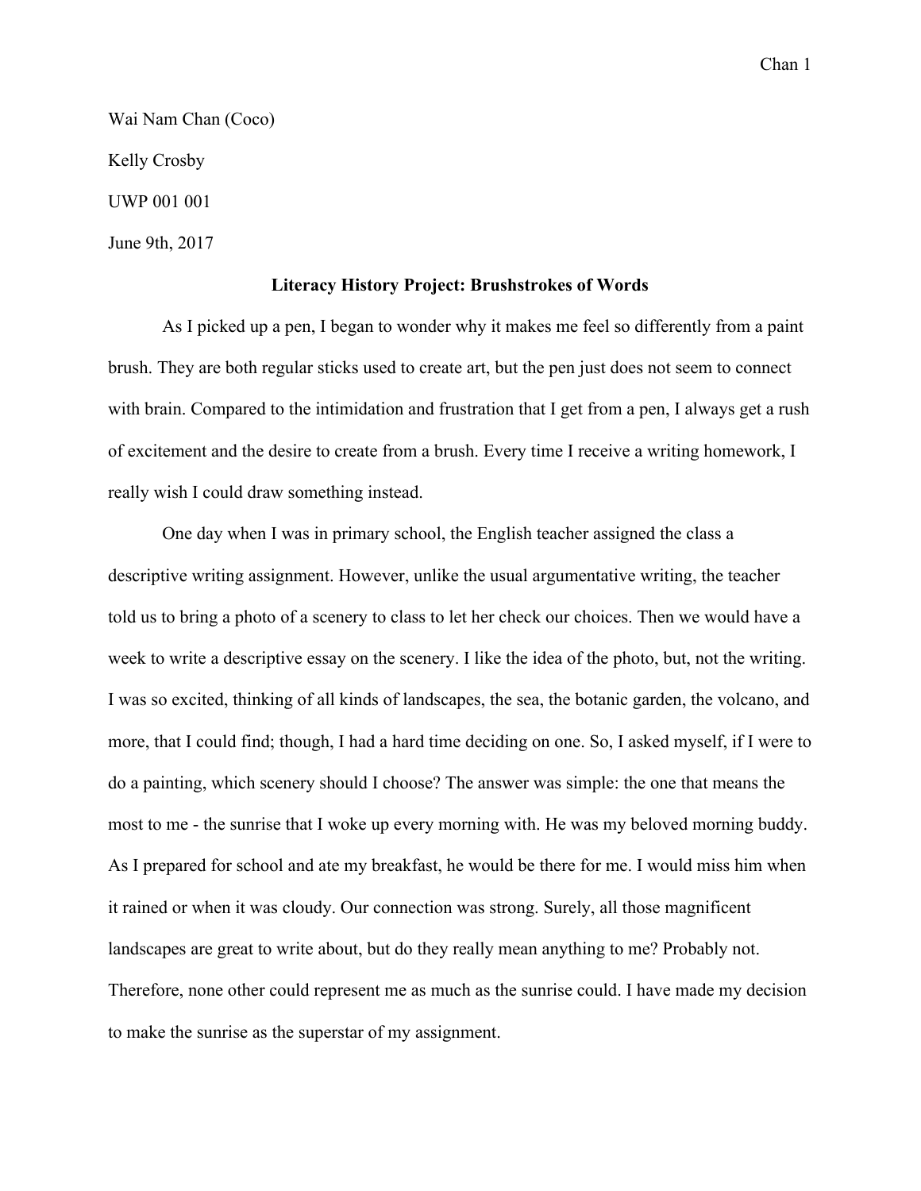Wai Nam Chan (Coco)

Kelly Crosby

UWP 001 001

June 9th, 2017

## Literacy History Project: Brushstrokes of Words

As I picked up a pen, I began to wonder why it makes me feel so differently from a paint brush. They are both regular sticks used to create art, but the pen just does not seem to connect with brain. Compared to the intimidation and frustration that I get from a pen, I always get a rush of excitement and the desire to create from a brush. Every time I receive a writing homework, I really wish I could draw something instead.

One day when I was in primary school, the English teacher assigned the class a descriptive writing assignment. However, unlike the usual argumentative writing, the teacher told us to bring a photo of a scenery to class to let her check our choices. Then we would have a week to write a descriptive essay on the scenery. I like the idea of the photo, but, not the writing. I was so excited, thinking of all kinds of landscapes, the sea, the botanic garden, the volcano, and more, that I could find; though, I had a hard time deciding on one. So, I asked myself, if I were to do a painting, which scenery should I choose? The answer was simple: the one that means the most to me - the sunrise that I woke up every morning with. He was my beloved morning buddy. As I prepared for school and ate my breakfast, he would be there for me. I would miss him when it rained or when it was cloudy. Our connection was strong. Surely, all those magnificent landscapes are great to write about, but do they really mean anything to me? Probably not. Therefore, none other could represent me as much as the sunrise could. I have made my decision to make the sunrise as the superstar of my assignment.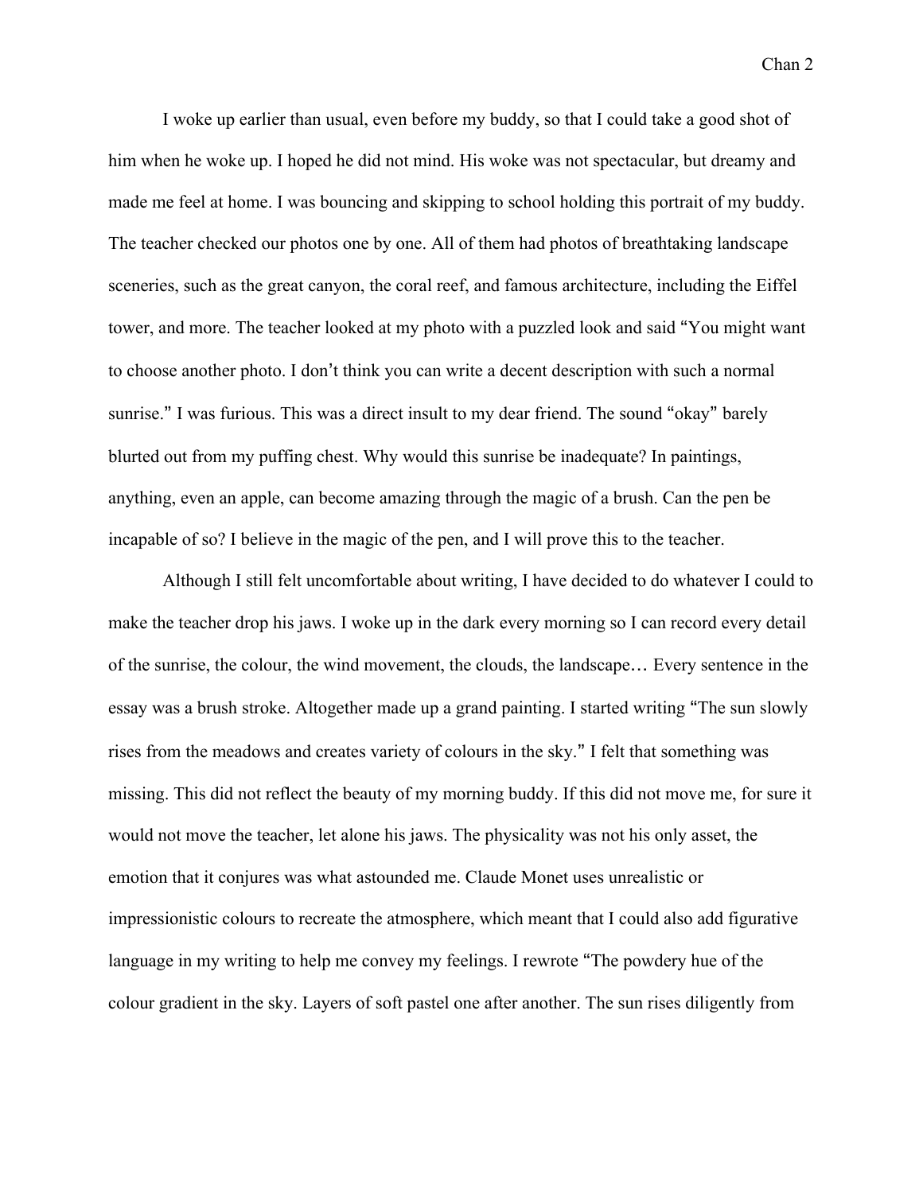I woke up earlier than usual, even before my buddy, so that I could take a good shot of him when he woke up. I hoped he did not mind. His woke was not spectacular, but dreamy and made me feel at home. I was bouncing and skipping to school holding this portrait of my buddy. The teacher checked our photos one by one. All of them had photos of breathtaking landscape sceneries, such as the great canyon, the coral reef, and famous architecture, including the Eiffel tower, and more. The teacher looked at my photo with a puzzled look and said "You might want to choose another photo. I don't think you can write a decent description with such a normal sunrise." I was furious. This was a direct insult to my dear friend. The sound "okay" barely blurted out from my puffing chest. Why would this sunrise be inadequate? In paintings, anything, even an apple, can become amazing through the magic of a brush. Can the pen be incapable of so? I believe in the magic of the pen, and I will prove this to the teacher.

Although I still felt uncomfortable about writing, I have decided to do whatever I could to make the teacher drop his jaws. I woke up in the dark every morning so I can record every detail of the sunrise, the colour, the wind movement, the clouds, the landscape… Every sentence in the essay was a brush stroke. Altogether made up a grand painting. I started writing "The sun slowly rises from the meadows and creates variety of colours in the sky." I felt that something was missing. This did not reflect the beauty of my morning buddy. If this did not move me, for sure it would not move the teacher, let alone his jaws. The physicality was not his only asset, the emotion that it conjures was what astounded me. Claude Monet uses unrealistic or impressionistic colours to recreate the atmosphere, which meant that I could also add figurative language in my writing to help me convey my feelings. I rewrote "The powdery hue of the colour gradient in the sky. Layers of soft pastel one after another. The sun rises diligently from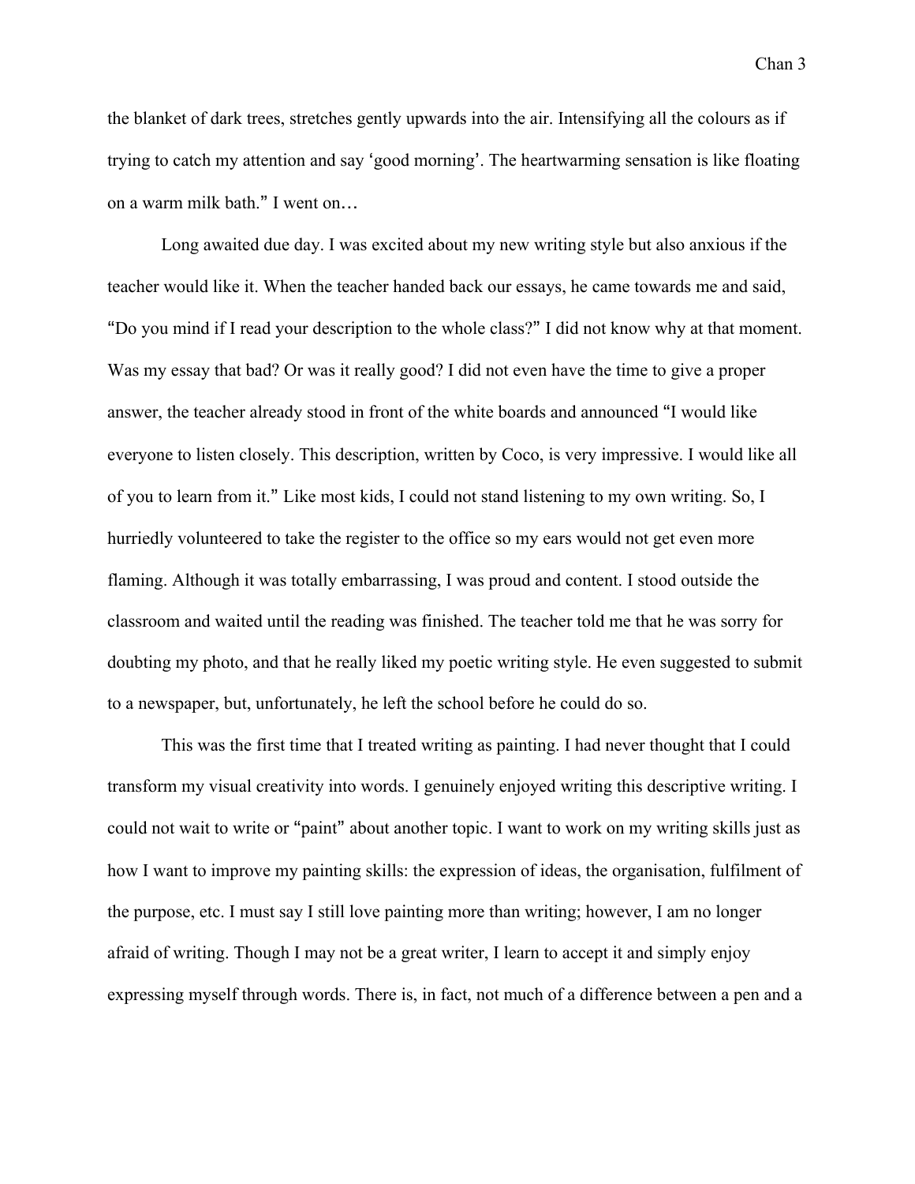the blanket of dark trees, stretches gently upwards into the air. Intensifying all the colours as if trying to catch my attention and say 'good morning'. The heartwarming sensation is like floating on a warm milk bath." I went on…

Long awaited due day. I was excited about my new writing style but also anxious if the teacher would like it. When the teacher handed back our essays, he came towards me and said, "Do you mind if I read your description to the whole class?" I did not know why at that moment. Was my essay that bad? Or was it really good? I did not even have the time to give a proper answer, the teacher already stood in front of the white boards and announced "I would like everyone to listen closely. This description, written by Coco, is very impressive. I would like all of you to learn from it." Like most kids, I could not stand listening to my own writing. So, I hurriedly volunteered to take the register to the office so my ears would not get even more flaming. Although it was totally embarrassing, I was proud and content. I stood outside the classroom and waited until the reading was finished. The teacher told me that he was sorry for doubting my photo, and that he really liked my poetic writing style. He even suggested to submit to a newspaper, but, unfortunately, he left the school before he could do so.

This was the first time that I treated writing as painting. I had never thought that I could transform my visual creativity into words. I genuinely enjoyed writing this descriptive writing. I could not wait to write or "paint" about another topic. I want to work on my writing skills just as how I want to improve my painting skills: the expression of ideas, the organisation, fulfilment of the purpose, etc. I must say I still love painting more than writing; however, I am no longer afraid of writing. Though I may not be a great writer, I learn to accept it and simply enjoy expressing myself through words. There is, in fact, not much of a difference between a pen and a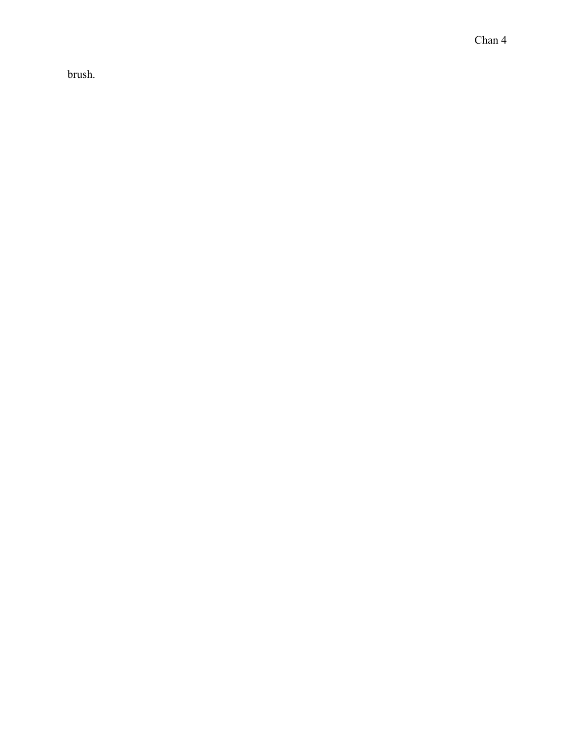brush.